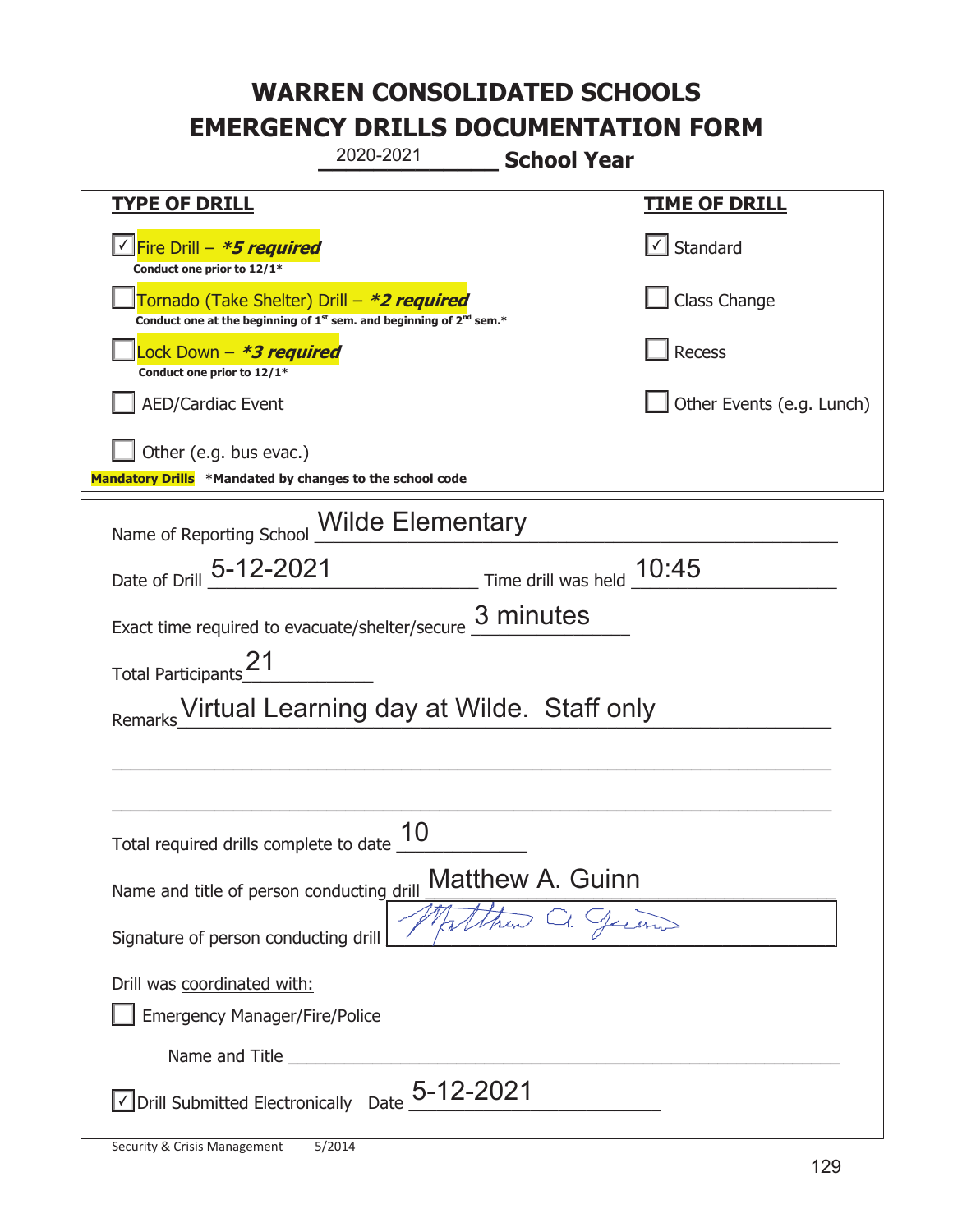# WARREN CONSOLIDATED SCHOOLS
# EMERGENCY DRILLS DOCUMENTATION FORM

2020-2021 **School Year**

| **TYPE OF DRILL** | **TIME OF DRILL** |
|---|---|
| ☑ Fire Drill – ***5 required*** <br> **Conduct one prior to 12/1*** | ☑ Standard |
| ☐ Tornado (Take Shelter) Drill – ***2 required*** <br> **Conduct one at the beginning of 1st sem. and beginning of 2nd sem.*** | ☐ Class Change |
| ☐ Lock Down – ***3 required*** <br> **Conduct one prior to 12/1*** | ☐ Recess |
| ☐ AED/Cardiac Event | ☐ Other Events (e.g. Lunch) |
| ☐ Other (e.g. bus evac.) | |

**Mandatory Drills** **\*Mandated by changes to the school code**

Name of Reporting School: Wilde Elementary

Date of Drill: 5-12-2021 Time drill was held: 10:45

Exact time required to evacuate/shelter/secure: 3 minutes

Total Participants: 21

Remarks: Virtual Learning day at Wilde. Staff only

Total required drills complete to date: 10

Name and title of person conducting drill: Matthew A. Guinn

Signature of person conducting drill: Matthew A. Guinn

Drill was coordinated with:

☐ Emergency Manager/Fire/Police

Name and Title: ______

☑ Drill Submitted Electronically Date: 5-12-2021

Security & Crisis Management 5/2014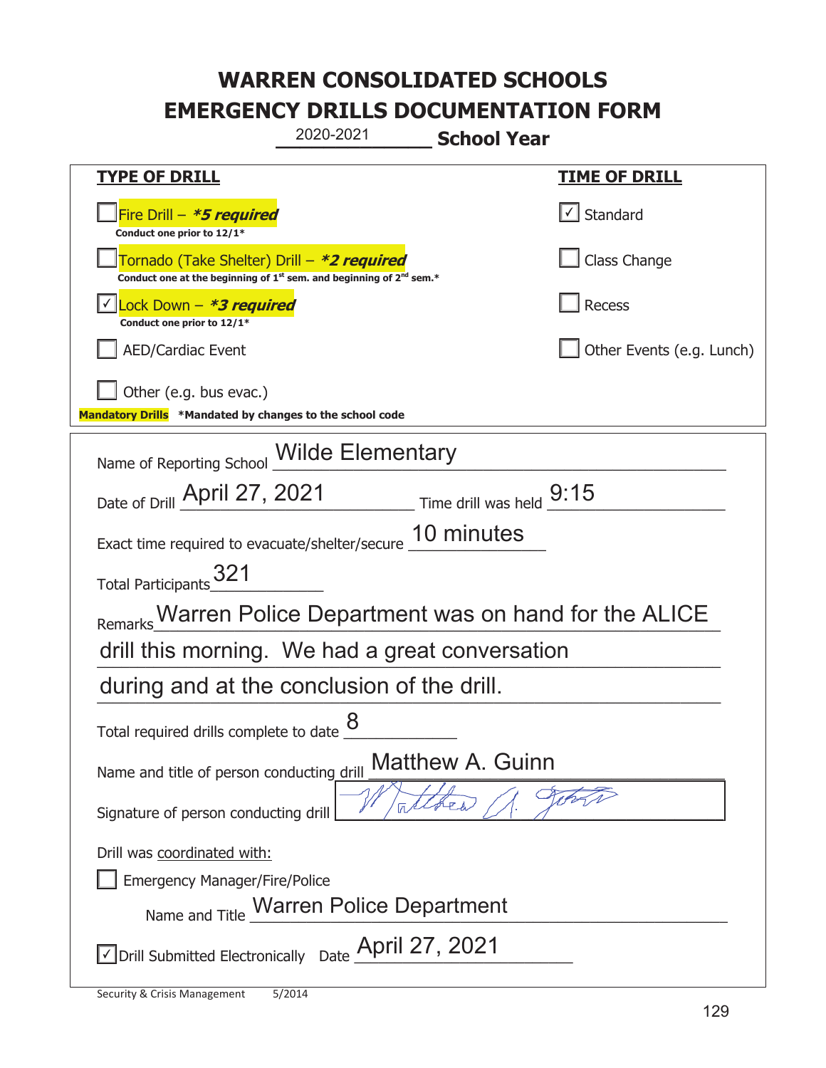# WARREN CONSOLIDATED SCHOOLS
# EMERGENCY DRILLS DOCUMENTATION FORM

2020-2021 **School Year**

| **TYPE OF DRILL** | **TIME OF DRILL** |
|---|---|
| ☐ Fire Drill – ***5 required*** <br> **Conduct one prior to 12/1*** | ☑ Standard |
| ☐ Tornado (Take Shelter) Drill – ***2 required*** <br> **Conduct one at the beginning of 1st sem. and beginning of 2nd sem.*** | ☐ Class Change |
| ☑ Lock Down – ***3 required*** <br> **Conduct one prior to 12/1*** | ☐ Recess |
| ☐ AED/Cardiac Event | ☐ Other Events (e.g. Lunch) |
| ☐ Other (e.g. bus evac.) | |

**Mandatory Drills** **\*Mandated by changes to the school code**

Name of Reporting School: Wilde Elementary

Date of Drill: April 27, 2021 Time drill was held: 9:15

Exact time required to evacuate/shelter/secure: 10 minutes

Total Participants: 321

Remarks: Warren Police Department was on hand for the ALICE drill this morning. We had a great conversation during and at the conclusion of the drill.

Total required drills complete to date: 8

Name and title of person conducting drill: Matthew A. Guinn

Signature of person conducting drill: [signature]

Drill was coordinated with:

☐ Emergency Manager/Fire/Police

Name and Title: Warren Police Department

☑ Drill Submitted Electronically Date: April 27, 2021

Security & Crisis Management 5/2014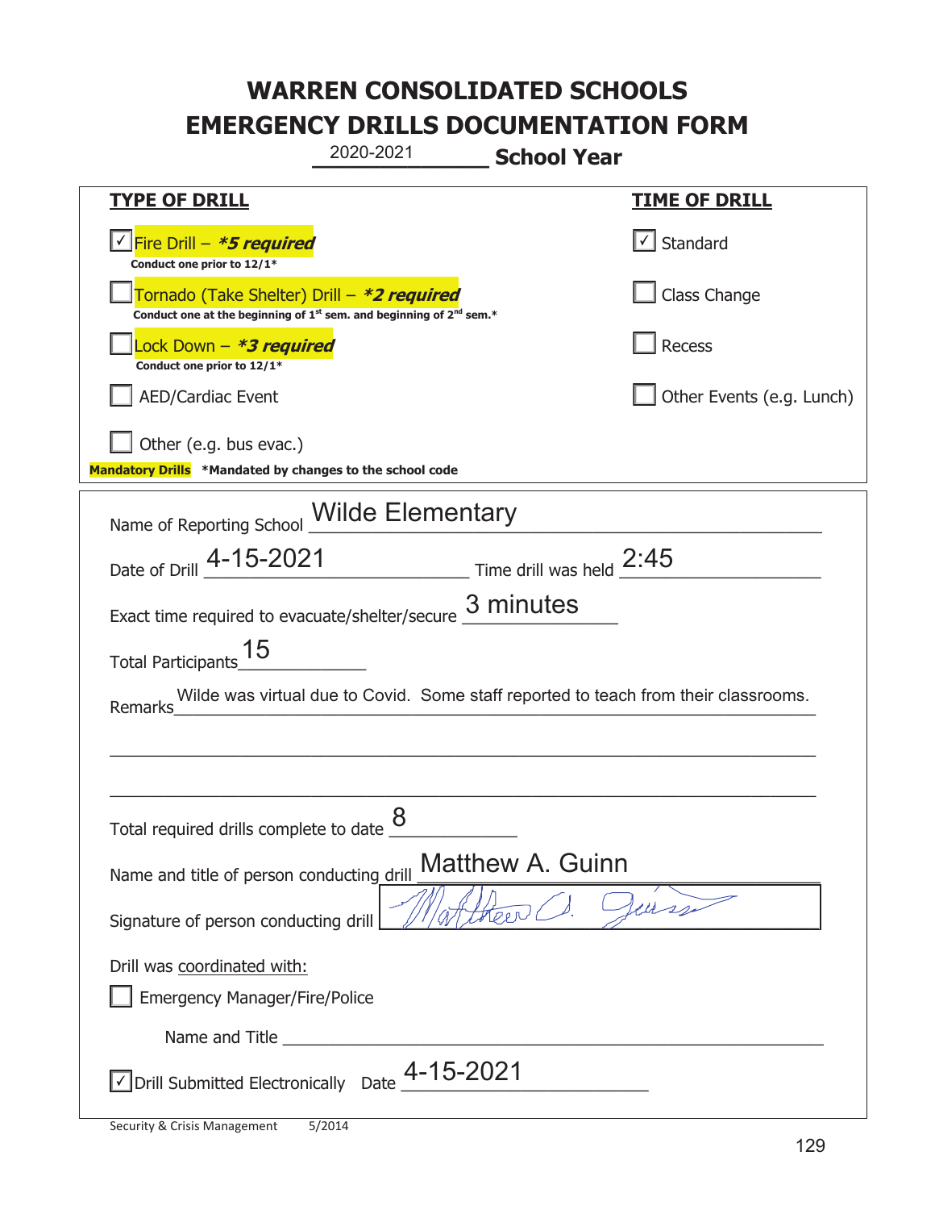# WARREN CONSOLIDATED SCHOOLS
# EMERGENCY DRILLS DOCUMENTATION FORM

2020-2021 **School Year**

| **TYPE OF DRILL** | **TIME OF DRILL** |
|---|---|
| ☑ Fire Drill – ***5 required*** <br> **Conduct one prior to 12/1*** | ☑ Standard |
| ☐ Tornado (Take Shelter) Drill – ***2 required*** <br> **Conduct one at the beginning of 1st sem. and beginning of 2nd sem.*** | ☐ Class Change |
| ☐ Lock Down – ***3 required*** <br> **Conduct one prior to 12/1*** | ☐ Recess |
| ☐ AED/Cardiac Event | ☐ Other Events (e.g. Lunch) |
| ☐ Other (e.g. bus evac.) | |

**Mandatory Drills** ***Mandated by changes to the school code**

Name of Reporting School: Wilde Elementary

Date of Drill: 4-15-2021 Time drill was held: 2:45

Exact time required to evacuate/shelter/secure: 3 minutes

Total Participants: 15

Remarks: Wilde was virtual due to Covid. Some staff reported to teach from their classrooms.

Total required drills complete to date: 8

Name and title of person conducting drill: Matthew A. Guinn

Signature of person conducting drill: [signature]

Drill was coordinated with:

☐ Emergency Manager/Fire/Police

Name and Title: ______________________

☑ Drill Submitted Electronically Date: 4-15-2021

Security & Crisis Management 5/2014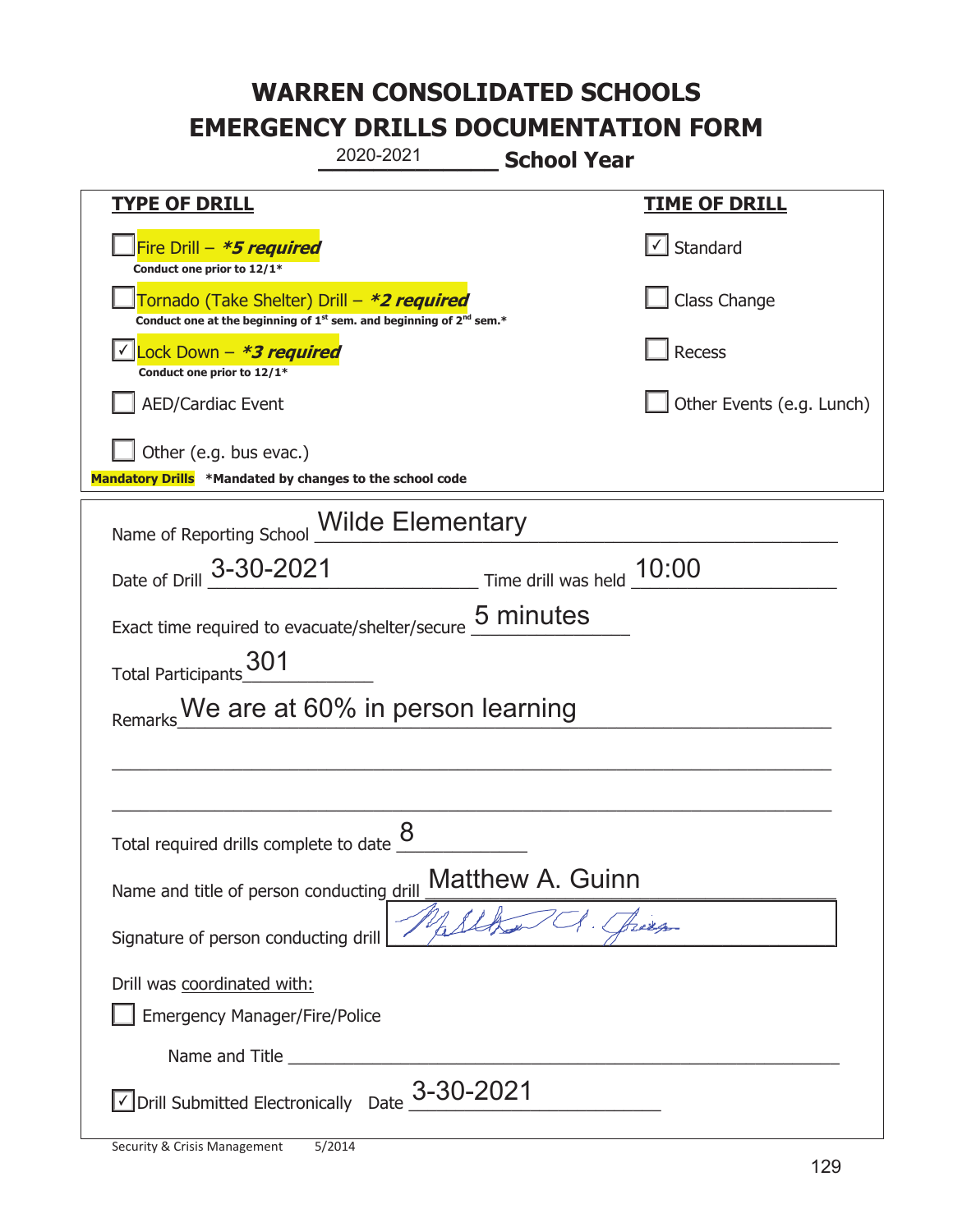# WARREN CONSOLIDATED SCHOOLS
# EMERGENCY DRILLS DOCUMENTATION FORM

2020-2021 **School Year**

| **TYPE OF DRILL** | **TIME OF DRILL** |
|---|---|
| ☐ Fire Drill – ***5 required*** <br> **Conduct one prior to 12/1*** | ☑ Standard |
| ☐ Tornado (Take Shelter) Drill – ***2 required*** <br> **Conduct one at the beginning of 1st sem. and beginning of 2nd sem.*** | ☐ Class Change |
| ☑ Lock Down – ***3 required*** <br> **Conduct one prior to 12/1*** | ☐ Recess |
| ☐ AED/Cardiac Event | ☐ Other Events (e.g. Lunch) |
| ☐ Other (e.g. bus evac.) | |

**Mandatory Drills** **\*Mandated by changes to the school code**

Name of Reporting School: Wilde Elementary

Date of Drill: 3-30-2021 Time drill was held: 10:00

Exact time required to evacuate/shelter/secure: 5 minutes

Total Participants: 301

Remarks: We are at 60% in person learning

Total required drills complete to date: 8

Name and title of person conducting drill: Matthew A. Guinn

Signature of person conducting drill: [signature]

Drill was coordinated with:

☐ Emergency Manager/Fire/Police

Name and Title: ____________________

☑ Drill Submitted Electronically Date: 3-30-2021

Security & Crisis Management 5/2014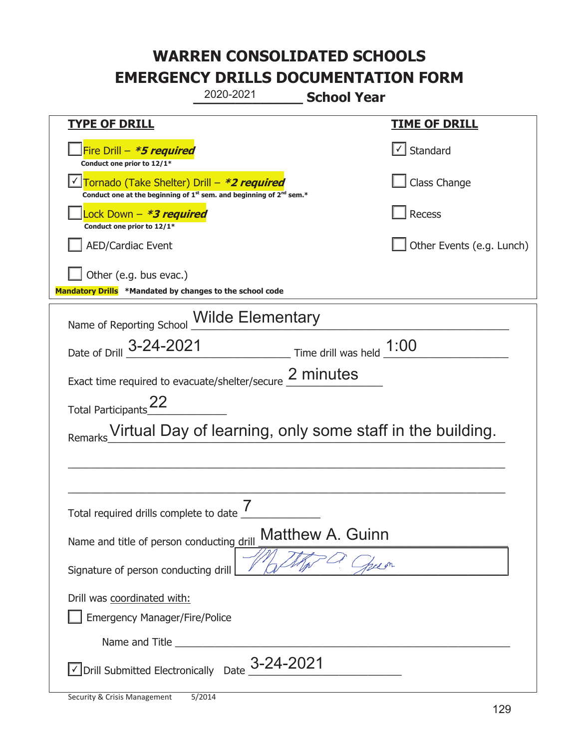# WARREN CONSOLIDATED SCHOOLS
# EMERGENCY DRILLS DOCUMENTATION FORM

2020-2021 **School Year**

| **TYPE OF DRILL** | **TIME OF DRILL** |
|---|---|
| ☐ Fire Drill – ***5 required*** Conduct one prior to 12/1* | ☑ Standard |
| ☑ Tornado (Take Shelter) Drill – ***2 required*** Conduct one at the beginning of 1st sem. and beginning of 2nd sem.* | ☐ Class Change |
| ☐ Lock Down – ***3 required*** Conduct one prior to 12/1* | ☐ Recess |
| ☐ AED/Cardiac Event | ☐ Other Events (e.g. Lunch) |
| ☐ Other (e.g. bus evac.) | |

**Mandatory Drills** ***Mandated by changes to the school code**

Name of Reporting School: Wilde Elementary

Date of Drill: 3-24-2021 Time drill was held: 1:00

Exact time required to evacuate/shelter/secure: 2 minutes

Total Participants: 22

Remarks: Virtual Day of learning, only some staff in the building.

Total required drills complete to date: 7

Name and title of person conducting drill: Matthew A. Guinn

Signature of person conducting drill: [signature]

Drill was coordinated with:

☐ Emergency Manager/Fire/Police

Name and Title ______________________

☑ Drill Submitted Electronically Date: 3-24-2021

Security & Crisis Management 5/2014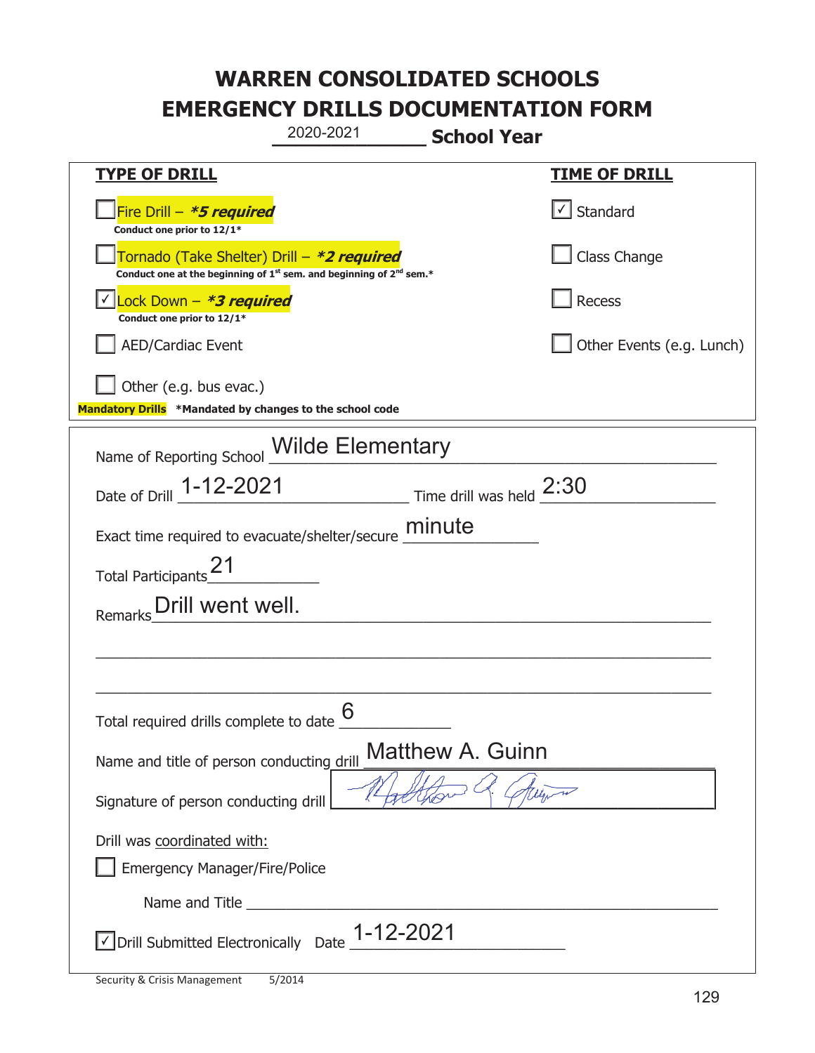# WARREN CONSOLIDATED SCHOOLS
# EMERGENCY DRILLS DOCUMENTATION FORM

2020-2021 **School Year**

| **TYPE OF DRILL** | **TIME OF DRILL** |
|---|---|
| ☐ Fire Drill – ***5 required*** <br> **Conduct one prior to 12/1*** | ☑ Standard |
| ☐ Tornado (Take Shelter) Drill – ***2 required*** <br> **Conduct one at the beginning of 1st sem. and beginning of 2nd sem.*** | ☐ Class Change |
| ☑ Lock Down – ***3 required*** <br> **Conduct one prior to 12/1*** | ☐ Recess |
| ☐ AED/Cardiac Event | ☐ Other Events (e.g. Lunch) |
| ☐ Other (e.g. bus evac.) | |

**Mandatory Drills** **\*Mandated by changes to the school code**

Name of Reporting School: Wilde Elementary

Date of Drill: 1-12-2021 Time drill was held: 2:30

Exact time required to evacuate/shelter/secure: minute

Total Participants: 21

Remarks: Drill went well.

Total required drills complete to date: 6

Name and title of person conducting drill: Matthew A. Guinn

Signature of person conducting drill: [signature]

Drill was coordinated with:

☐ Emergency Manager/Fire/Police

Name and Title: ______

☑ Drill Submitted Electronically Date: 1-12-2021

Security & Crisis Management 5/2014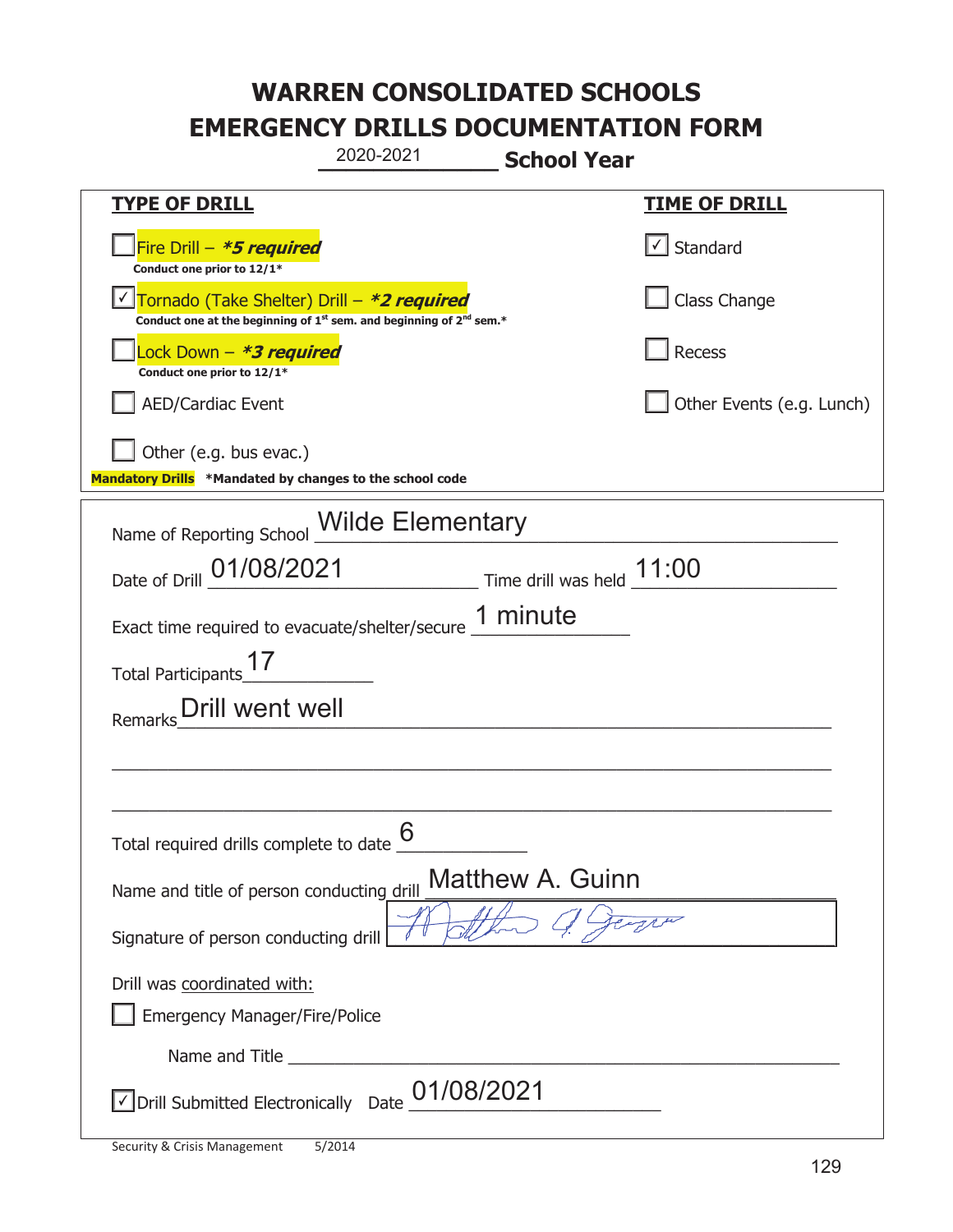# WARREN CONSOLIDATED SCHOOLS
# EMERGENCY DRILLS DOCUMENTATION FORM

2020-2021 **School Year**

| **TYPE OF DRILL** | **TIME OF DRILL** |
|---|---|
| ☐ Fire Drill – ***5 required***<br>**Conduct one prior to 12/1*** | ☑ Standard |
| ☑ Tornado (Take Shelter) Drill – ***2 required***<br>**Conduct one at the beginning of 1st sem. and beginning of 2nd sem.*** | ☐ Class Change |
| ☐ Lock Down – ***3 required***<br>**Conduct one prior to 12/1*** | ☐ Recess |
| ☐ AED/Cardiac Event | ☐ Other Events (e.g. Lunch) |
| ☐ Other (e.g. bus evac.) | |

**Mandatory Drills** ***Mandated by changes to the school code**

Name of Reporting School: Wilde Elementary

Date of Drill: 01/08/2021  Time drill was held: 11:00

Exact time required to evacuate/shelter/secure: 1 minute

Total Participants: 17

Remarks: Drill went well

Total required drills complete to date: 6

Name and title of person conducting drill: Matthew A. Guinn

Signature of person conducting drill: [signature]

Drill was coordinated with:

☐ Emergency Manager/Fire/Police

Name and Title ______________________

☑ Drill Submitted Electronically  Date: 01/08/2021

Security & Crisis Management 5/2014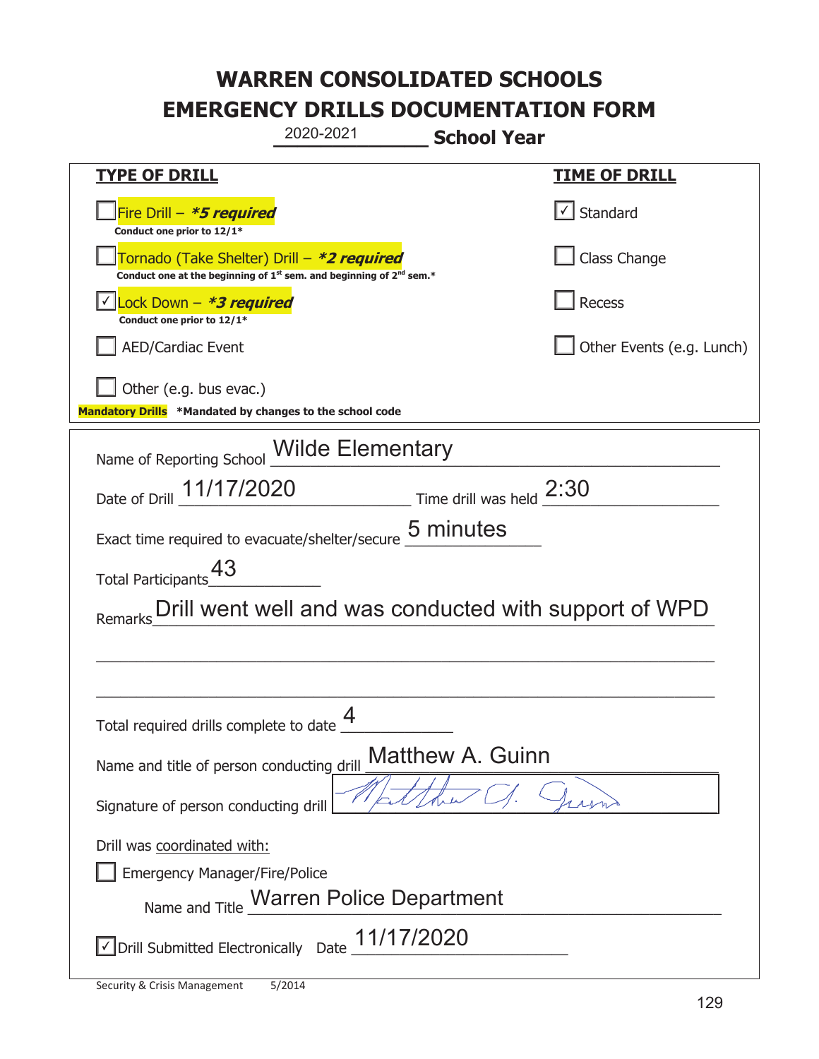# WARREN CONSOLIDATED SCHOOLS
# EMERGENCY DRILLS DOCUMENTATION FORM

2020-2021 **School Year**

| **TYPE OF DRILL** | **TIME OF DRILL** |
|---|---|
| ☐ Fire Drill – ***5 required*** <br> **Conduct one prior to 12/1*** | ☑ Standard |
| ☐ Tornado (Take Shelter) Drill – ***2 required*** <br> **Conduct one at the beginning of 1st sem. and beginning of 2nd sem.*** | ☐ Class Change |
| ☑ Lock Down – ***3 required*** <br> **Conduct one prior to 12/1*** | ☐ Recess |
| ☐ AED/Cardiac Event | ☐ Other Events (e.g. Lunch) |
| ☐ Other (e.g. bus evac.) | |

**Mandatory Drills** **\*Mandated by changes to the school code**

Name of Reporting School: Wilde Elementary

Date of Drill: 11/17/2020 Time drill was held: 2:30

Exact time required to evacuate/shelter/secure: 5 minutes

Total Participants: 43

Remarks: Drill went well and was conducted with support of WPD

Total required drills complete to date: 4

Name and title of person conducting drill: Matthew A. Guinn

Signature of person conducting drill: [signature]

Drill was coordinated with:

☐ Emergency Manager/Fire/Police

Name and Title: Warren Police Department

☑ Drill Submitted Electronically Date: 11/17/2020

Security & Crisis Management 5/2014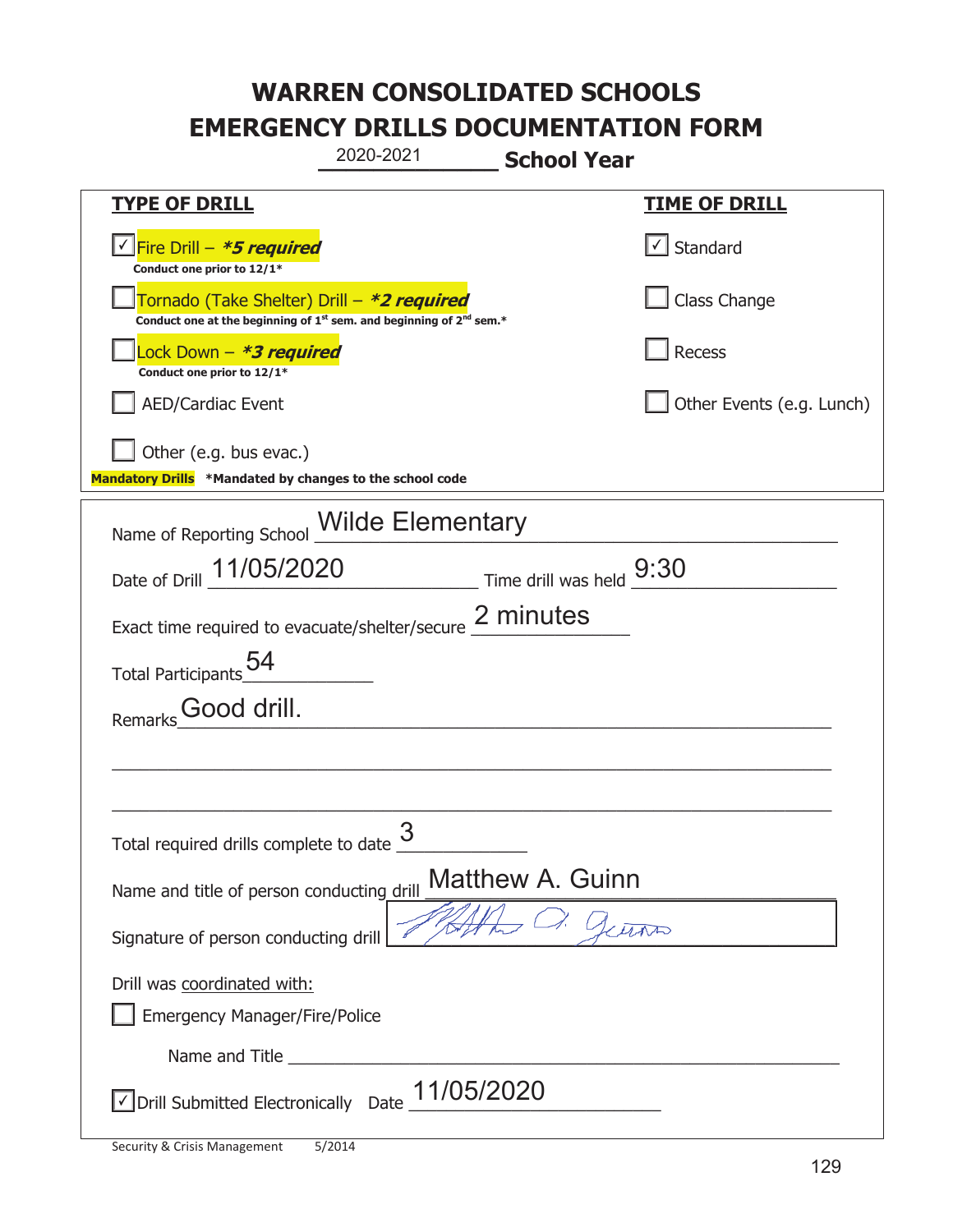# WARREN CONSOLIDATED SCHOOLS
# EMERGENCY DRILLS DOCUMENTATION FORM

2020-2021 **School Year**

| **TYPE OF DRILL** | **TIME OF DRILL** |
|---|---|
| ☑ Fire Drill – ***5 required*** <br> **Conduct one prior to 12/1*** | ☑ Standard |
| ☐ Tornado (Take Shelter) Drill – ***2 required*** <br> **Conduct one at the beginning of 1st sem. and beginning of 2nd sem.*** | ☐ Class Change |
| ☐ Lock Down – ***3 required*** <br> **Conduct one prior to 12/1*** | ☐ Recess |
| ☐ AED/Cardiac Event | ☐ Other Events (e.g. Lunch) |
| ☐ Other (e.g. bus evac.) | |

**Mandatory Drills** **\*Mandated by changes to the school code**

Name of Reporting School: Wilde Elementary

Date of Drill: 11/05/2020 Time drill was held: 9:30

Exact time required to evacuate/shelter/secure: 2 minutes

Total Participants: 54

Remarks: Good drill.

Total required drills complete to date: 3

Name and title of person conducting drill: Matthew A. Guinn

Signature of person conducting drill: [signature]

Drill was coordinated with:

☐ Emergency Manager/Fire/Police

Name and Title ______________________

☑ Drill Submitted Electronically Date: 11/05/2020

Security & Crisis Management 5/2014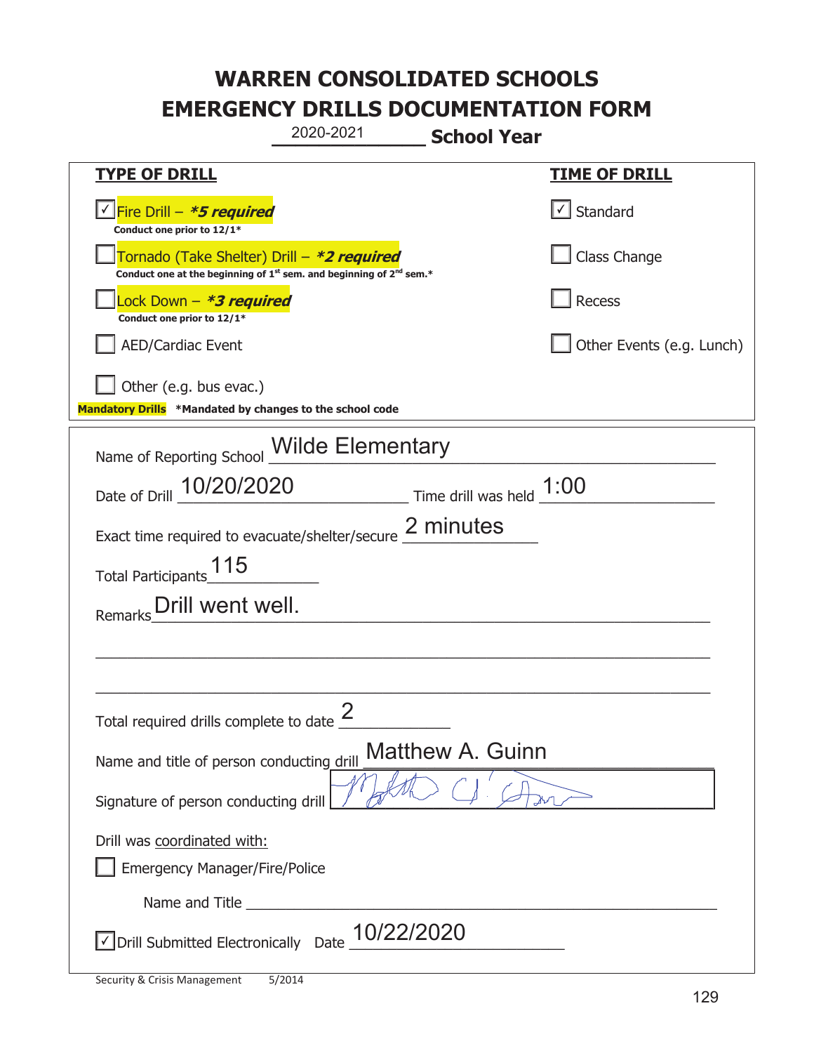# WARREN CONSOLIDATED SCHOOLS
# EMERGENCY DRILLS DOCUMENTATION FORM

2020-2021 **School Year**

| **TYPE OF DRILL** | **TIME OF DRILL** |
|---|---|
| ☑ Fire Drill – ***5 required***<br>**Conduct one prior to 12/1*** | ☑ Standard |
| ☐ Tornado (Take Shelter) Drill – ***2 required***<br>**Conduct one at the beginning of 1st sem. and beginning of 2nd sem.*** | ☐ Class Change |
| ☐ Lock Down – ***3 required***<br>**Conduct one prior to 12/1*** | ☐ Recess |
| ☐ AED/Cardiac Event | ☐ Other Events (e.g. Lunch) |
| ☐ Other (e.g. bus evac.) | |

**Mandatory Drills** ***Mandated by changes to the school code**

Name of Reporting School: Wilde Elementary

Date of Drill: 10/20/2020 Time drill was held: 1:00

Exact time required to evacuate/shelter/secure: 2 minutes

Total Participants: 115

Remarks: Drill went well.

Total required drills complete to date: 2

Name and title of person conducting drill: Matthew A. Guinn

Signature of person conducting drill: [signature]

Drill was coordinated with:

☐ Emergency Manager/Fire/Police

Name and Title ______________________

☑ Drill Submitted Electronically Date: 10/22/2020

Security & Crisis Management 5/2014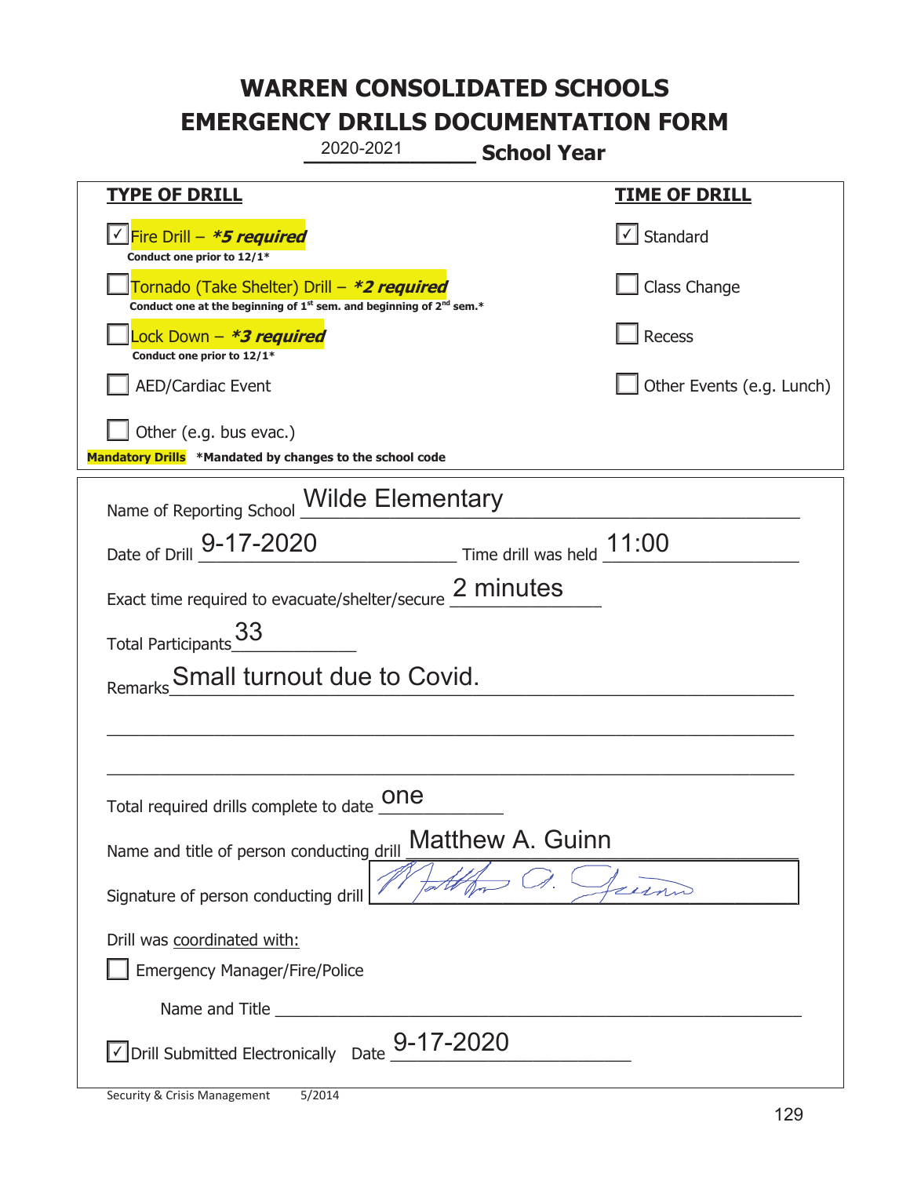# WARREN CONSOLIDATED SCHOOLS
# EMERGENCY DRILLS DOCUMENTATION FORM

2020-2021 **School Year**

| **TYPE OF DRILL** | **TIME OF DRILL** |
|---|---|
| ☑ Fire Drill – ***5 required*** <br> **Conduct one prior to 12/1*** | ☑ Standard |
| ☐ Tornado (Take Shelter) Drill – ***2 required*** <br> **Conduct one at the beginning of 1st sem. and beginning of 2nd sem.*** | ☐ Class Change |
| ☐ Lock Down – ***3 required*** <br> **Conduct one prior to 12/1*** | ☐ Recess |
| ☐ AED/Cardiac Event | ☐ Other Events (e.g. Lunch) |
| ☐ Other (e.g. bus evac.) | |

**Mandatory Drills** **\*Mandated by changes to the school code**

Name of Reporting School: Wilde Elementary

Date of Drill: 9-17-2020 Time drill was held: 11:00

Exact time required to evacuate/shelter/secure: 2 minutes

Total Participants: 33

Remarks: Small turnout due to Covid.

Total required drills complete to date: one

Name and title of person conducting drill: Matthew A. Guinn

Signature of person conducting drill: [signature]

Drill was coordinated with:

☐ Emergency Manager/Fire/Police

Name and Title: ____________________

☑ Drill Submitted Electronically Date: 9-17-2020

Security & Crisis Management 5/2014